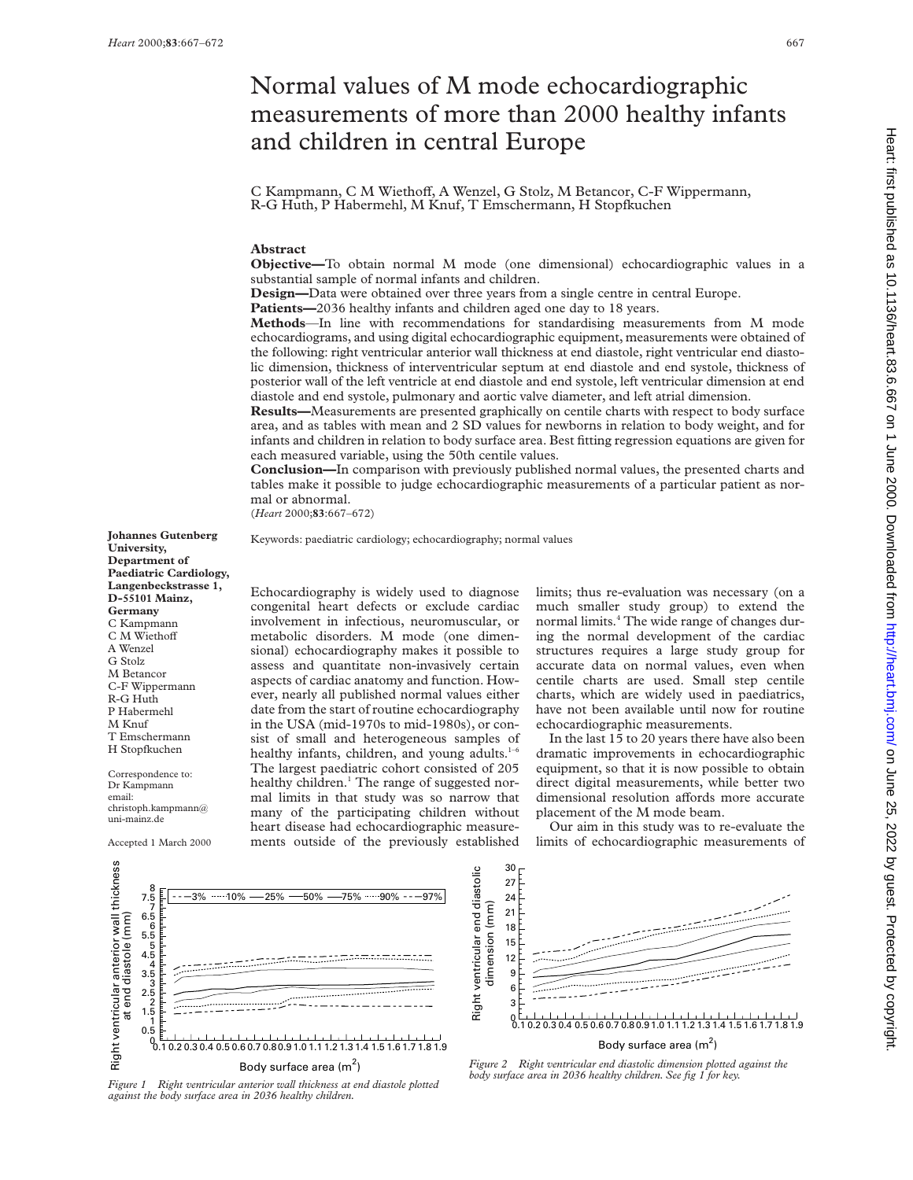# Normal values of M mode echocardiographic measurements of more than 2000 healthy infants and children in central Europe

C Kampmann, C M Wiethoff, A Wenzel, G Stolz, M Betancor, C-F Wippermann, R-G Huth, P Habermehl, M Knuf, T Emschermann, H Stopfkuchen

## Abstract

**Objective**—To obtain normal M mode (one dimensional) echocardiographic values in a substantial sample of normal infants and children.

**Design**—Data were obtained over three years from a single centre in central Europe.

**Patients**—2036 healthy infants and children aged one day to 18 years.

**Methods**—In line with recommendations for standardising measurements from M mode echocardiograms, and using digital echocardiographic equipment, measurements were obtained of the following: right ventricular anterior wall thickness at end diastole, right ventricular end diastolic dimension, thickness of interventricular septum at end diastole and end systole, thickness of posterior wall of the left ventricle at end diastole and end systole, left ventricular dimension at end diastole and end systole, pulmonary and aortic valve diameter, and left atrial dimension.

**Results**—Measurements are presented graphically on centile charts with respect to body surface area, and as tables with mean and 2 SD values for newborns in relation to body weight, and for infants and children in relation to body surface area. Best fitting regression equations are given for each measured variable, using the 50th centile values.

**Conclusion**—In comparison with previously published normal values, the presented charts and tables make it possible to judge echocardiographic measurements of a particular patient as normal or abnormal.

(*Heart* 2000;**83**:667–672)

Keywords: paediatric cardiology; echocardiography; normal values

**Johannes Gutenberg University, Department of Paediatric Cardiology, Langenbeckstrasse 1, D-55101 Mainz, Germany**
C Kampmann
C M Wiethoff
A Wenzel
G Stolz
M Betancor
C-F Wippermann
R-G Huth
P Habermehl
M Knuf
T Emschermann
H Stopfkuchen

Correspondence to:
Dr Kampmann
email: christoph.kampmann@uni-mainz.de

Accepted 1 March 2000

Echocardiography is widely used to diagnose congenital heart defects or exclude cardiac involvement in infectious, neuromuscular, or metabolic disorders. M mode (one dimensional) echocardiography makes it possible to assess and quantitate non-invasively certain aspects of cardiac anatomy and function. However, nearly all published normal values either date from the start of routine echocardiography in the USA (mid-1970s to mid-1980s), or consist of small and heterogeneous samples of healthy infants, children, and young adults.[1–6] The largest paediatric cohort consisted of 205 healthy children.[1] The range of suggested normal limits in that study was so narrow that many of the participating children without heart disease had echocardiographic measurements outside of the previously established limits; thus re-evaluation was necessary (on a much smaller study group) to extend the normal limits.[4] The wide range of changes during the normal development of the cardiac structures requires a large study group for accurate data on normal values, even when centile charts are used. Small step centile charts, which are widely used in paediatrics, have not been available until now for routine echocardiographic measurements.

In the last 15 to 20 years there have also been dramatic improvements in echocardiographic equipment, so that it is now possible to obtain direct digital measurements, while better two dimensional resolution affords more accurate placement of the M mode beam.

Our aim in this study was to re-evaluate the limits of echocardiographic measurements of

*Figure 1 Right ventricular anterior wall thickness at end diastole plotted against the body surface area in 2036 healthy children.*

*Figure 2 Right ventricular end diastolic dimension plotted against the body surface area in 2036 healthy children. See fig 1 for key.*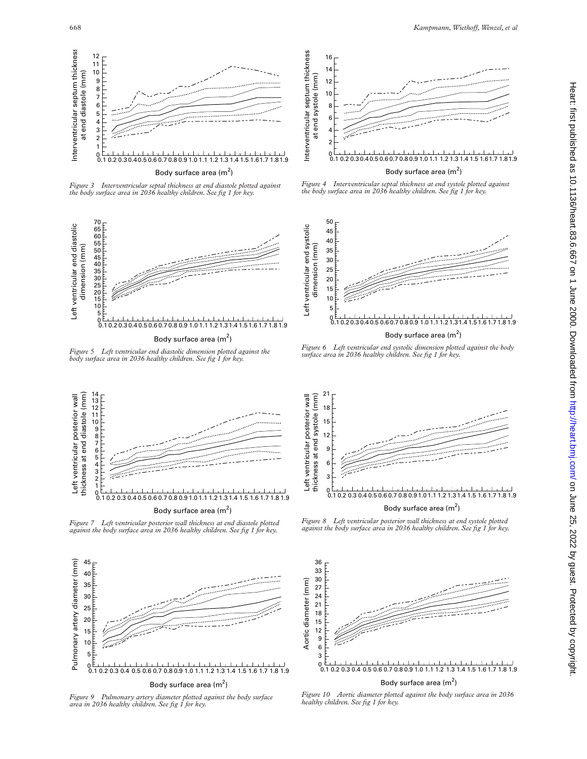Figure 3 Interventricular septal thickness at end diastole plotted against the body surface area in 2036 healthy children. See fig 1 for key.

Figure 4 Interventricular septal thickness at end systole plotted against the body surface area in 2036 healthy children. See fig 1 for key.

Figure 5 Left ventricular end diastolic dimension plotted against the body surface area in 2036 healthy children. See fig 1 for key.

Figure 6 Left ventricular end systolic dimension plotted against the body surface area in 2036 healthy children. See fig 1 for key.

Figure 7 Left ventricular posterior wall thickness at end diastole plotted against the body surface area in 2036 healthy children. See fig 1 for key.

Figure 8 Left ventricular posterior wall thickness at end systole plotted against the body surface area in 2036 healthy children. See fig 1 for key.

Figure 9 Pulmonary artery diameter plotted against the body surface area in 2036 healthy children. See fig 1 for key.

Figure 10 Aortic diameter plotted against the body surface area in 2036 healthy children. See fig 1 for key.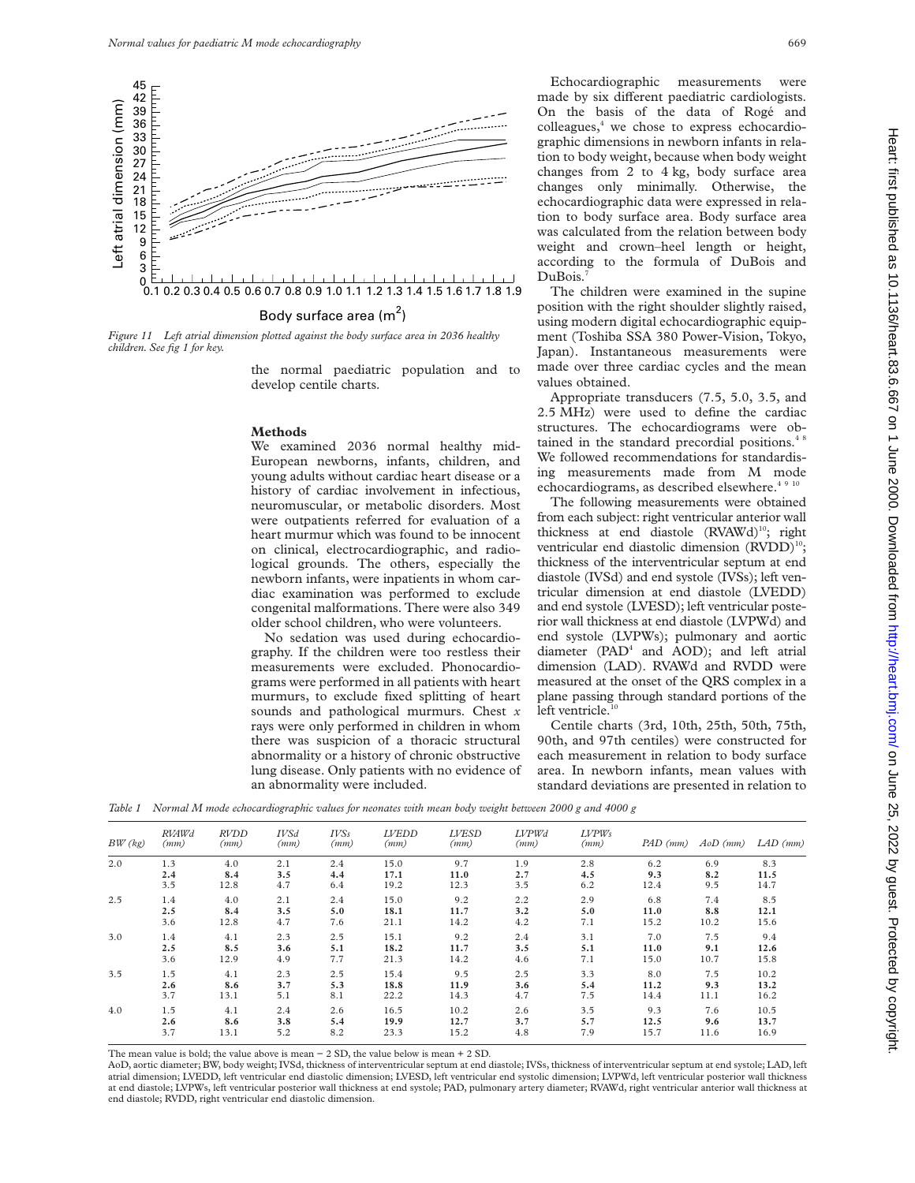Figure 11 Left atrial dimension plotted against the body surface area in 2036 healthy children. See fig 1 for key.

the normal paediatric population and to develop centile charts.

## Methods

We examined 2036 normal healthy mid-European newborns, infants, children, and young adults without cardiac heart disease or a history of cardiac involvement in infectious, neuromuscular, or metabolic disorders. Most were outpatients referred for evaluation of a heart murmur which was found to be innocent on clinical, electrocardiographic, and radiological grounds. The others, especially the newborn infants, were inpatients in whom cardiac examination was performed to exclude congenital malformations. There were also 349 older school children, who were volunteers.

No sedation was used during echocardiography. If the children were too restless their measurements were excluded. Phonocardiograms were performed in all patients with heart murmurs, to exclude fixed splitting of heart sounds and pathological murmurs. Chest *x* rays were only performed in children in whom there was suspicion of a thoracic structural abnormality or a history of chronic obstructive lung disease. Only patients with no evidence of an abnormality were included.

Echocardiographic measurements were made by six different paediatric cardiologists. On the basis of the data of Rogé and colleagues,[4] we chose to express echocardiographic dimensions in newborn infants in relation to body weight, because when body weight changes from 2 to 4 kg, body surface area changes only minimally. Otherwise, the echocardiographic data were expressed in relation to body surface area. Body surface area was calculated from the relation between body weight and crown–heel length or height, according to the formula of DuBois and DuBois.[7]

The children were examined in the supine position with the right shoulder slightly raised, using modern digital echocardiographic equipment (Toshiba SSA 380 Power-Vision, Tokyo, Japan). Instantaneous measurements were made over three cardiac cycles and the mean values obtained.

Appropriate transducers (7.5, 5.0, 3.5, and 2.5 MHz) were used to define the cardiac structures. The echocardiograms were obtained in the standard precordial positions.[4,8] We followed recommendations for standardising measurements made from M mode echocardiograms, as described elsewhere.[4,9,10]

The following measurements were obtained from each subject: right ventricular anterior wall thickness at end diastole (RVAWd)[10]; right ventricular end diastolic dimension (RVDD)[10]; thickness of the interventricular septum at end diastole (IVSd) and end systole (IVSs); left ventricular dimension at end diastole (LVEDD) and end systole (LVESD); left ventricular posterior wall thickness at end diastole (LVPWd) and end systole (LVPWs); pulmonary and aortic diameter (PAD[4] and AOD); and left atrial dimension (LAD). RVAWd and RVDD were measured at the onset of the QRS complex in a plane passing through standard portions of the left ventricle.[10]

Centile charts (3rd, 10th, 25th, 50th, 75th, 90th, and 97th centiles) were constructed for each measurement in relation to body surface area. In newborn infants, mean values with standard deviations are presented in relation to

*Table 1 Normal M mode echocardiographic values for neonates with mean body weight between 2000 g and 4000 g*

| BW (kg) | RVAWd (mm) | RVDD (mm) | IVSd (mm) | IVSs (mm) | LVEDD (mm) | LVESD (mm) | LVPWd (mm) | LVPWs (mm) | PAD (mm) | AoD (mm) | LAD (mm) |
|---|---|---|---|---|---|---|---|---|---|---|---|
| 2.0 | 1.3 | 4.0 | 2.1 | 2.4 | 15.0 | 9.7 | 1.9 | 2.8 | 6.2 | 6.9 | 8.3 |
| | **2.4** | **8.4** | **3.5** | **4.4** | **17.1** | **11.0** | **2.7** | **4.5** | **9.3** | **8.2** | **11.5** |
| | 3.5 | 12.8 | 4.7 | 6.4 | 19.2 | 12.3 | 3.5 | 6.2 | 12.4 | 9.5 | 14.7 |
| 2.5 | 1.4 | 4.0 | 2.1 | 2.4 | 15.0 | 9.2 | 2.2 | 2.9 | 6.8 | 7.4 | 8.5 |
| | **2.5** | **8.4** | **3.5** | **5.0** | **18.1** | **11.7** | **3.2** | **5.0** | **11.0** | **8.8** | **12.1** |
| | 3.6 | 12.8 | 4.7 | 7.6 | 21.1 | 14.2 | 4.2 | 7.1 | 15.2 | 10.2 | 15.6 |
| 3.0 | 1.4 | 4.1 | 2.3 | 2.5 | 15.1 | 9.2 | 2.4 | 3.1 | 7.0 | 7.5 | 9.4 |
| | **2.5** | **8.5** | **3.6** | **5.1** | **18.2** | **11.7** | **3.5** | **5.1** | **11.0** | **9.1** | **12.6** |
| | 3.6 | 12.9 | 4.9 | 7.7 | 21.3 | 14.2 | 4.6 | 7.1 | 15.0 | 10.7 | 15.8 |
| 3.5 | 1.5 | 4.1 | 2.3 | 2.5 | 15.4 | 9.5 | 2.5 | 3.3 | 8.0 | 7.5 | 10.2 |
| | **2.6** | **8.6** | **3.7** | **5.3** | **18.8** | **11.9** | **3.6** | **5.4** | **11.2** | **9.3** | **13.2** |
| | 3.7 | 13.1 | 5.1 | 8.1 | 22.2 | 14.3 | 4.7 | 7.5 | 14.4 | 11.1 | 16.2 |
| 4.0 | 1.5 | 4.1 | 2.4 | 2.6 | 16.5 | 10.2 | 2.6 | 3.5 | 9.3 | 7.6 | 10.5 |
| | **2.6** | **8.6** | **3.8** | **5.4** | **19.9** | **12.7** | **3.7** | **5.7** | **12.5** | **9.6** | **13.7** |
| | 3.7 | 13.1 | 5.2 | 8.2 | 23.3 | 15.2 | 4.8 | 7.9 | 15.7 | 11.6 | 16.9 |

The mean value is bold; the value above is mean − 2 SD, the value below is mean + 2 SD.

AoD, aortic diameter; BW, body weight; IVSd, thickness of interventricular septum at end diastole; IVSs, thickness of interventricular septum at end systole; LAD, left atrial dimension; LVEDD, left ventricular end diastolic dimension; LVESD, left ventricular end systolic dimension; LVPWd, left ventricular posterior wall thickness at end diastole; LVPWs, left ventricular posterior wall thickness at end systole; PAD, pulmonary artery diameter; RVAWd, right ventricular anterior wall thickness at end diastole; RVDD, right ventricular end diastolic dimension.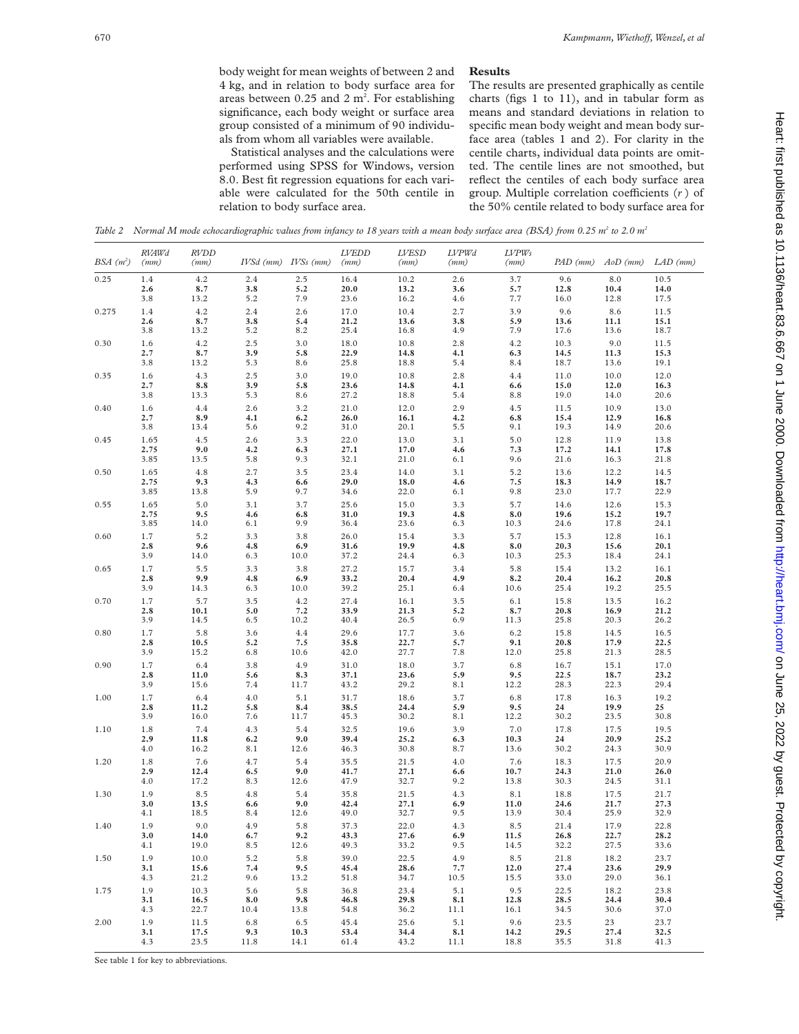body weight for mean weights of between 2 and 4 kg, and in relation to body surface area for areas between 0.25 and 2 m². For establishing significance, each body weight or surface area group consisted of a minimum of 90 individuals from whom all variables were available.

Statistical analyses and the calculations were performed using SPSS for Windows, version 8.0. Best fit regression equations for each variable were calculated for the 50th centile in relation to body surface area.

## Results

The results are presented graphically as centile charts (figs 1 to 11), and in tabular form as means and standard deviations in relation to specific mean body weight and mean body surface area (tables 1 and 2). For clarity in the centile charts, individual data points are omitted. The centile lines are not smoothed, but reflect the centiles of each body surface area group. Multiple correlation coefficients (*r*) of the 50% centile related to body surface area for

*Table 2 Normal M mode echocardiographic values from infancy to 18 years with a mean body surface area (BSA) from 0.25 m² to 2.0 m²*

| BSA (m²) | RVAWd (mm) | RVDD (mm) | IVSd (mm) | IVSs (mm) | LVEDD (mm) | LVESD (mm) | LVPWd (mm) | LVPWs (mm) | PAD (mm) | AoD (mm) | LAD (mm) |
|---|---|---|---|---|---|---|---|---|---|---|---|
| 0.25 | 1.4 | 4.2 | 2.4 | 2.5 | 16.4 | 10.2 | 2.6 | 3.7 | 9.6 | 8.0 | 10.5 |
| | **2.6** | **8.7** | **3.8** | **5.2** | **20.0** | **13.2** | **3.6** | **5.7** | **12.8** | **10.4** | **14.0** |
| | 3.8 | 13.2 | 5.2 | 7.9 | 23.6 | 16.2 | 4.6 | 7.7 | 16.0 | 12.8 | 17.5 |
| 0.275 | 1.4 | 4.2 | 2.4 | 2.6 | 17.0 | 10.4 | 2.7 | 3.9 | 9.6 | 8.6 | 11.5 |
| | **2.6** | **8.7** | **3.8** | **5.4** | **21.2** | **13.6** | **3.8** | **5.9** | **13.6** | **11.1** | **15.1** |
| | 3.8 | 13.2 | 5.2 | 8.2 | 25.4 | 16.8 | 4.9 | 7.9 | 17.6 | 13.6 | 18.7 |
| 0.30 | 1.6 | 4.2 | 2.5 | 3.0 | 18.0 | 10.8 | 2.8 | 4.2 | 10.3 | 9.0 | 11.5 |
| | **2.7** | **8.7** | **3.9** | **5.8** | **22.9** | **14.8** | **4.1** | **6.3** | **14.5** | **11.3** | **15.3** |
| | 3.8 | 13.2 | 5.3 | 8.6 | 25.8 | 18.8 | 5.4 | 8.4 | 18.7 | 13.6 | 19.1 |
| 0.35 | 1.6 | 4.3 | 2.5 | 3.0 | 19.0 | 10.8 | 2.8 | 4.4 | 11.0 | 10.0 | 12.0 |
| | **2.7** | **8.8** | **3.9** | **5.8** | **23.6** | **14.8** | **4.1** | **6.6** | **15.0** | **12.0** | **16.3** |
| | 3.8 | 13.3 | 5.3 | 8.6 | 27.2 | 18.8 | 5.4 | 8.8 | 19.0 | 14.0 | 20.6 |
| 0.40 | 1.6 | 4.4 | 2.6 | 3.2 | 21.0 | 12.0 | 2.9 | 4.5 | 11.5 | 10.9 | 13.0 |
| | **2.7** | **8.9** | **4.1** | **6.2** | **26.0** | **16.1** | **4.2** | **6.8** | **15.4** | **12.9** | **16.8** |
| | 3.8 | 13.4 | 5.6 | 9.2 | 31.0 | 20.1 | 5.5 | 9.1 | 19.3 | 14.9 | 20.6 |
| 0.45 | 1.65 | 4.5 | 2.6 | 3.3 | 22.0 | 13.0 | 3.1 | 5.0 | 12.8 | 11.9 | 13.8 |
| | **2.75** | **9.0** | **4.2** | **6.3** | **27.1** | **17.0** | **4.6** | **7.3** | **17.2** | **14.1** | **17.8** |
| | 3.85 | 13.5 | 5.8 | 9.3 | 32.1 | 21.0 | 6.1 | 9.6 | 21.6 | 16.3 | 21.8 |
| 0.50 | 1.65 | 4.8 | 2.7 | 3.5 | 23.4 | 14.0 | 3.1 | 5.2 | 13.6 | 12.2 | 14.5 |
| | **2.75** | **9.3** | **4.3** | **6.6** | **29.0** | **18.0** | **4.6** | **7.5** | **18.3** | **14.9** | **18.7** |
| | 3.85 | 13.8 | 5.9 | 9.7 | 34.6 | 22.0 | 6.1 | 9.8 | 23.0 | 17.7 | 22.9 |
| 0.55 | 1.65 | 5.0 | 3.1 | 3.7 | 25.6 | 15.0 | 3.3 | 5.7 | 14.6 | 12.6 | 15.3 |
| | **2.75** | **9.5** | **4.6** | **6.8** | **31.0** | **19.3** | **4.8** | **8.0** | **19.6** | **15.2** | **19.7** |
| | 3.85 | 14.0 | 6.1 | 9.9 | 36.4 | 23.6 | 6.3 | 10.3 | 24.6 | 17.8 | 24.1 |
| 0.60 | 1.7 | 5.2 | 3.3 | 3.8 | 26.0 | 15.4 | 3.3 | 5.7 | 15.3 | 12.8 | 16.1 |
| | **2.8** | **9.6** | **4.8** | **6.9** | **31.6** | **19.9** | **4.8** | **8.0** | **20.3** | **15.6** | **20.1** |
| | 3.9 | 14.0 | 6.3 | 10.0 | 37.2 | 24.4 | 6.3 | 10.3 | 25.3 | 18.4 | 24.1 |
| 0.65 | 1.7 | 5.5 | 3.3 | 3.8 | 27.2 | 15.7 | 3.4 | 5.8 | 15.4 | 13.2 | 16.1 |
| | **2.8** | **9.9** | **4.8** | **6.9** | **33.2** | **20.4** | **4.9** | **8.2** | **20.4** | **16.2** | **20.8** |
| | 3.9 | 14.3 | 6.3 | 10.0 | 39.2 | 25.1 | 6.4 | 10.6 | 25.4 | 19.2 | 25.5 |
| 0.70 | 1.7 | 5.7 | 3.5 | 4.2 | 27.4 | 16.1 | 3.5 | 6.1 | 15.8 | 13.5 | 16.2 |
| | **2.8** | **10.1** | **5.0** | **7.2** | **33.9** | **21.3** | **5.2** | **8.7** | **20.8** | **16.9** | **21.2** |
| | 3.9 | 14.5 | 6.5 | 10.2 | 40.4 | 26.5 | 6.9 | 11.3 | 25.8 | 20.3 | 26.2 |
| 0.80 | 1.7 | 5.8 | 3.6 | 4.4 | 29.6 | 17.7 | 3.6 | 6.2 | 15.8 | 14.5 | 16.5 |
| | **2.8** | **10.5** | **5.2** | **7.5** | **35.8** | **22.7** | **5.7** | **9.1** | **20.8** | **17.9** | **22.5** |
| | 3.9 | 15.2 | 6.8 | 10.6 | 42.0 | 27.7 | 7.8 | 12.0 | 25.8 | 21.3 | 28.5 |
| 0.90 | 1.7 | 6.4 | 3.8 | 4.9 | 31.0 | 18.0 | 3.7 | 6.8 | 16.7 | 15.1 | 17.0 |
| | **2.8** | **11.0** | **5.6** | **8.3** | **37.1** | **23.6** | **5.9** | **9.5** | **22.5** | **18.7** | **23.2** |
| | 3.9 | 15.6 | 7.4 | 11.7 | 43.2 | 29.2 | 8.1 | 12.2 | 28.3 | 22.3 | 29.4 |
| 1.00 | 1.7 | 6.4 | 4.0 | 5.1 | 31.7 | 18.6 | 3.7 | 6.8 | 17.8 | 16.3 | 19.2 |
| | **2.8** | **11.2** | **5.8** | **8.4** | **38.5** | **24.4** | **5.9** | **9.5** | **24** | **19.9** | **25** |
| | 3.9 | 16.0 | 7.6 | 11.7 | 45.3 | 30.2 | 8.1 | 12.2 | 30.2 | 23.5 | 30.8 |
| 1.10 | 1.8 | 7.4 | 4.3 | 5.4 | 32.5 | 19.6 | 3.9 | 7.0 | 17.8 | 17.5 | 19.5 |
| | **2.9** | **11.8** | **6.2** | **9.0** | **39.4** | **25.2** | **6.3** | **10.3** | **24** | **20.9** | **25.2** |
| | 4.0 | 16.2 | 8.1 | 12.6 | 46.3 | 30.8 | 8.7 | 13.6 | 30.2 | 24.3 | 30.9 |
| 1.20 | 1.8 | 7.6 | 4.7 | 5.4 | 35.5 | 21.5 | 4.0 | 7.6 | 18.3 | 17.5 | 20.9 |
| | **2.9** | **12.4** | **6.5** | **9.0** | **41.7** | **27.1** | **6.6** | **10.7** | **24.3** | **21.0** | **26.0** |
| | 4.0 | 17.2 | 8.3 | 12.6 | 47.9 | 32.7 | 9.2 | 13.8 | 30.3 | 24.5 | 31.1 |
| 1.30 | 1.9 | 8.5 | 4.8 | 5.4 | 35.8 | 21.5 | 4.3 | 8.1 | 18.8 | 17.5 | 21.7 |
| | **3.0** | **13.5** | **6.6** | **9.0** | **42.4** | **27.1** | **6.9** | **11.0** | **24.6** | **21.7** | **27.3** |
| | 4.1 | 18.5 | 8.4 | 12.6 | 49.0 | 32.7 | 9.5 | 13.9 | 30.4 | 25.9 | 32.9 |
| 1.40 | 1.9 | 9.0 | 4.9 | 5.8 | 37.3 | 22.0 | 4.3 | 8.5 | 21.4 | 17.9 | 22.8 |
| | **3.0** | **14.0** | **6.7** | **9.2** | **43.3** | **27.6** | **6.9** | **11.5** | **26.8** | **22.7** | **28.2** |
| | 4.1 | 19.0 | 8.5 | 12.6 | 49.3 | 33.2 | 9.5 | 14.5 | 32.2 | 27.5 | 33.6 |
| 1.50 | 1.9 | 10.0 | 5.2 | 5.8 | 39.0 | 22.5 | 4.9 | 8.5 | 21.8 | 18.2 | 23.7 |
| | **3.1** | **15.6** | **7.4** | **9.5** | **45.4** | **28.6** | **7.7** | **12.0** | **27.4** | **23.6** | **29.9** |
| | 4.3 | 21.2 | 9.6 | 13.2 | 51.8 | 34.7 | 10.5 | 15.5 | 33.0 | 29.0 | 36.1 |
| 1.75 | 1.9 | 10.3 | 5.6 | 5.8 | 36.8 | 23.4 | 5.1 | 9.5 | 22.5 | 18.2 | 23.8 |
| | **3.1** | **16.5** | **8.0** | **9.8** | **46.8** | **29.8** | **8.1** | **12.8** | **28.5** | **24.4** | **30.4** |
| | 4.3 | 22.7 | 10.4 | 13.8 | 54.8 | 36.2 | 11.1 | 16.1 | 34.5 | 30.6 | 37.0 |
| 2.00 | 1.9 | 11.5 | 6.8 | 6.5 | 45.4 | 25.6 | 5.1 | 9.6 | 23.5 | 23 | 23.7 |
| | **3.1** | **17.5** | **9.3** | **10.3** | **53.4** | **34.4** | **8.1** | **14.2** | **29.5** | **27.4** | **32.5** |
| | 4.3 | 23.5 | 11.8 | 14.1 | 61.4 | 43.2 | 11.1 | 18.8 | 35.5 | 31.8 | 41.3 |

See table 1 for key to abbreviations.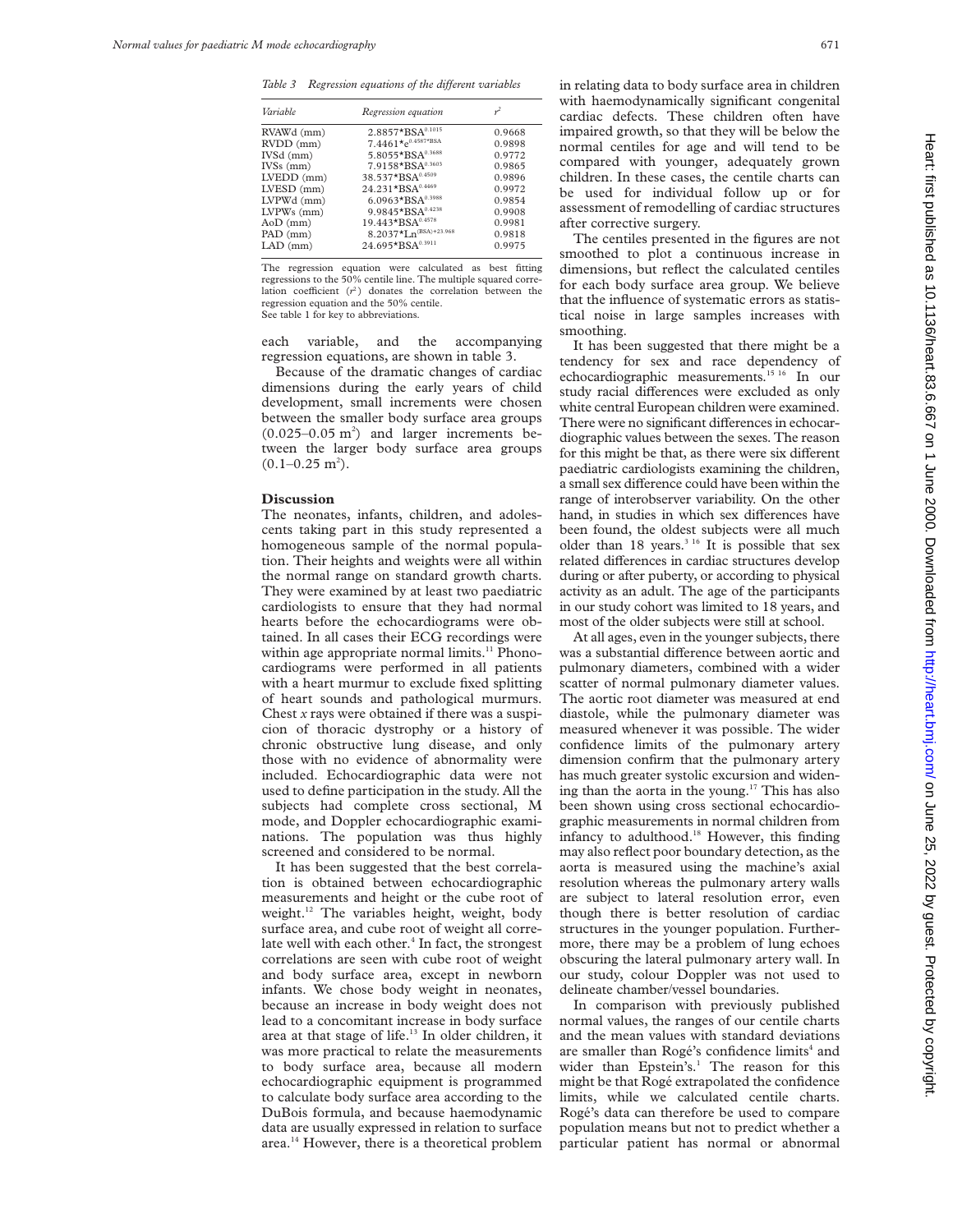*Table 3 Regression equations of the different variables*

| Variable | Regression equation | $r^2$ |
|---|---|---|
| RVAWd (mm) | $2.8857{*}BSA^{0.1015}$ | 0.9668 |
| RVDD (mm) | $7.4461{*}e^{0.4587{*}BSA}$ | 0.9898 |
| IVSd (mm) | $5.8055{*}BSA^{0.3688}$ | 0.9772 |
| IVSs (mm) | $7.9158{*}BSA^{0.3603}$ | 0.9865 |
| LVEDD (mm) | $38.537{*}BSA^{0.4509}$ | 0.9896 |
| LVESD (mm) | $24.231{*}BSA^{0.4469}$ | 0.9972 |
| LVPWd (mm) | $6.0963{*}BSA^{0.3988}$ | 0.9854 |
| LVPWs (mm) | $9.9845{*}BSA^{0.4238}$ | 0.9908 |
| AoD (mm) | $19.443{*}BSA^{0.4578}$ | 0.9981 |
| PAD (mm) | $8.2037{*}Ln^{(BSA)+23.968}$ | 0.9818 |
| LAD (mm) | $24.695{*}BSA^{0.3911}$ | 0.9975 |

The regression equation were calculated as best fitting regressions to the 50% centile line. The multiple squared correlation coefficient ($r^2$) donates the correlation between the regression equation and the 50% centile.
See table 1 for key to abbreviations.

each variable, and the accompanying regression equations, are shown in table 3.

Because of the dramatic changes of cardiac dimensions during the early years of child development, small increments were chosen between the smaller body surface area groups (0.025–0.05 $m^2$) and larger increments between the larger body surface area groups (0.1–0.25 $m^2$).

## Discussion

The neonates, infants, children, and adolescents taking part in this study represented a homogeneous sample of the normal population. Their heights and weights were all within the normal range on standard growth charts. They were examined by at least two paediatric cardiologists to ensure that they had normal hearts before the echocardiograms were obtained. In all cases their ECG recordings were within age appropriate normal limits.[11] Phonocardiograms were performed in all patients with a heart murmur to exclude fixed splitting of heart sounds and pathological murmurs. Chest *x* rays were obtained if there was a suspicion of thoracic dystrophy or a history of chronic obstructive lung disease, and only those with no evidence of abnormality were included. Echocardiographic data were not used to define participation in the study. All the subjects had complete cross sectional, M mode, and Doppler echocardiographic examinations. The population was thus highly screened and considered to be normal.

It has been suggested that the best correlation is obtained between echocardiographic measurements and height or the cube root of weight.[12] The variables height, weight, body surface area, and cube root of weight all correlate well with each other.[4] In fact, the strongest correlations are seen with cube root of weight and body surface area, except in newborn infants. We chose body weight in neonates, because an increase in body weight does not lead to a concomitant increase in body surface area at that stage of life.[13] In older children, it was more practical to relate the measurements to body surface area, because all modern echocardiographic equipment is programmed to calculate body surface area according to the DuBois formula, and because haemodynamic data are usually expressed in relation to surface area.[14] However, there is a theoretical problem in relating data to body surface area in children with haemodynamically significant congenital cardiac defects. These children often have impaired growth, so that they will be below the normal centiles for age and will tend to be compared with younger, adequately grown children. In these cases, the centile charts can be used for individual follow up or for assessment of remodelling of cardiac structures after corrective surgery.

The centiles presented in the figures are not smoothed to plot a continuous increase in dimensions, but reflect the calculated centiles for each body surface area group. We believe that the influence of systematic errors as statistical noise in large samples increases with smoothing.

It has been suggested that there might be a tendency for sex and race dependency of echocardiographic measurements.[15,16] In our study racial differences were excluded as only white central European children were examined. There were no significant differences in echocardiographic values between the sexes. The reason for this might be that, as there were six different paediatric cardiologists examining the children, a small sex difference could have been within the range of interobserver variability. On the other hand, in studies in which sex differences have been found, the oldest subjects were all much older than 18 years.[3,16] It is possible that sex related differences in cardiac structures develop during or after puberty, or according to physical activity as an adult. The age of the participants in our study cohort was limited to 18 years, and most of the older subjects were still at school.

At all ages, even in the younger subjects, there was a substantial difference between aortic and pulmonary diameters, combined with a wider scatter of normal pulmonary diameter values. The aortic root diameter was measured at end diastole, while the pulmonary diameter was measured whenever it was possible. The wider confidence limits of the pulmonary artery dimension confirm that the pulmonary artery has much greater systolic excursion and widening than the aorta in the young.[17] This has also been shown using cross sectional echocardiographic measurements in normal children from infancy to adulthood.[18] However, this finding may also reflect poor boundary detection, as the aorta is measured using the machine's axial resolution whereas the pulmonary artery walls are subject to lateral resolution error, even though there is better resolution of cardiac structures in the younger population. Furthermore, there may be a problem of lung echoes obscuring the lateral pulmonary artery wall. In our study, colour Doppler was not used to delineate chamber/vessel boundaries.

In comparison with previously published normal values, the ranges of our centile charts and the mean values with standard deviations are smaller than Rogé's confidence limits[4] and wider than Epstein's.[1] The reason for this might be that Rogé extrapolated the confidence limits, while we calculated centile charts. Rogé's data can therefore be used to compare population means but not to predict whether a particular patient has normal or abnormal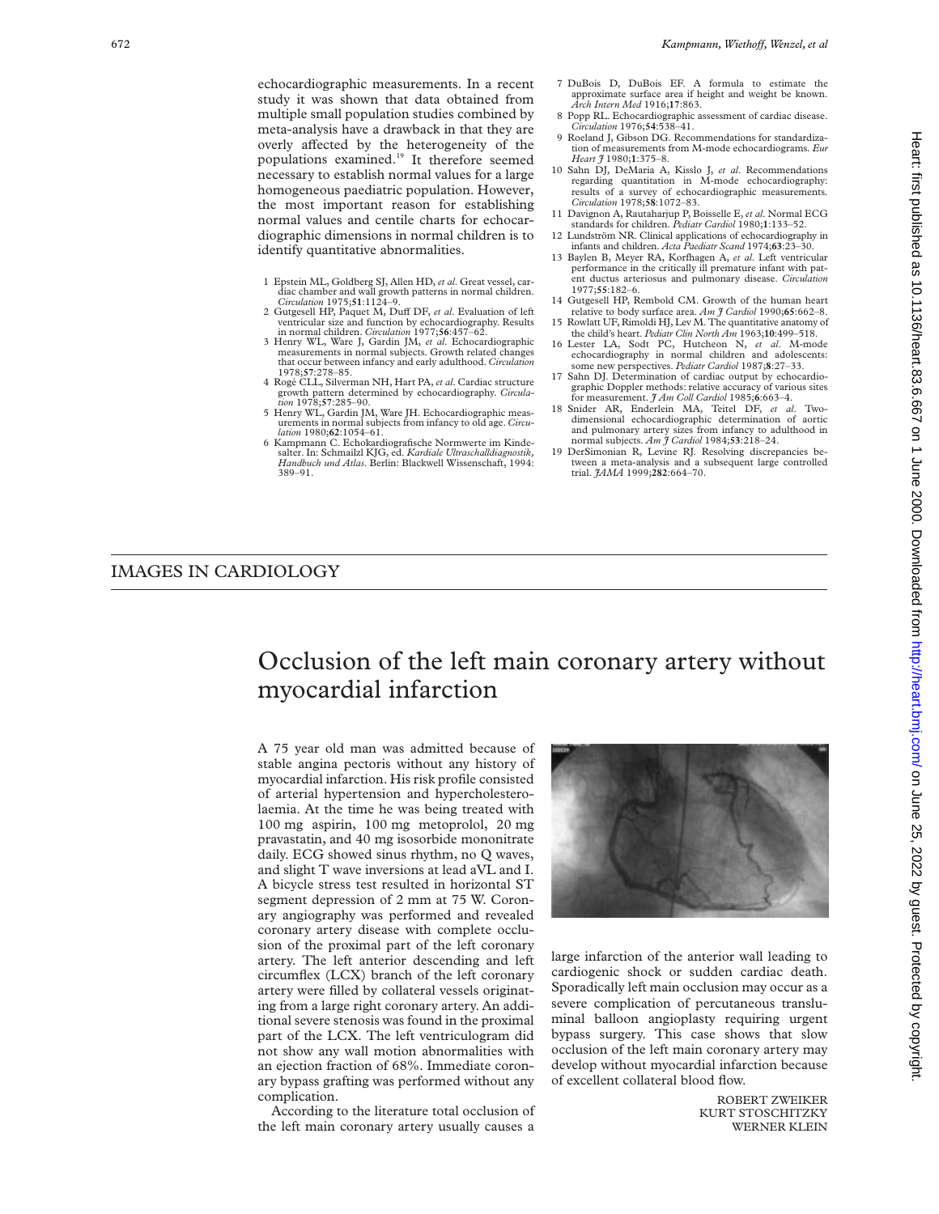echocardiographic measurements. In a recent study it was shown that data obtained from multiple small population studies combined by meta-analysis have a drawback in that they are overly affected by the heterogeneity of the populations examined.[19] It therefore seemed necessary to establish normal values for a large homogeneous paediatric population. However, the most important reason for establishing normal values and centile charts for echocardiographic dimensions in normal children is to identify quantitative abnormalities.

1 Epstein ML, Goldberg SJ, Allen HD, *et al*. Great vessel, cardiac chamber and wall growth patterns in normal children. *Circulation* 1975;**51**:1124–9.
2 Gutgesell HP, Paquet M, Duff DF, *et al*. Evaluation of left ventricular size and function by echocardiography. Results in normal children. *Circulation* 1977;**56**:457–62.
3 Henry WL, Ware J, Gardin JM, *et al*. Echocardiographic measurements in normal subjects. Growth related changes that occur between infancy and early adulthood. *Circulation* 1978;**57**:278–85.
4 Rogé CLL, Silverman NH, Hart PA, *et al*. Cardiac structure growth pattern determined by echocardiography. *Circulation* 1978;**57**:285–90.
5 Henry WL, Gardin JM, Ware JH. Echocardiographic measurements in normal subjects from infancy to old age. *Circulation* 1980;**62**:1054–61.
6 Kampmann C. Echokardiografische Normwerte im Kindesalter. In: Schmailzl KJG, ed. *Kardiale Ultraschalldiagnostik, Handbuch und Atlas*. Berlin: Blackwell Wissenschaft, 1994: 389–91.
7 DuBois D, DuBois EF. A formula to estimate the approximate surface area if height and weight be known. *Arch Intern Med* 1916;**17**:863.
8 Popp RL. Echocardiographic assessment of cardiac disease. *Circulation* 1976;**54**:538–41.
9 Roeland J, Gibson DG. Recommendations for standardization of measurements from M-mode echocardiograms. *Eur Heart J* 1980;**1**:375–8.
10 Sahn DJ, DeMaria A, Kisslo J, *et al*. Recommendations regarding quantitation in M-mode echocardiography: results of a survey of echocardiographic measurements. *Circulation* 1978;**58**:1072–83.
11 Davignon A, Rautaharjup P, Boisselle E, *et al*. Normal ECG standards for children. *Pediatr Cardiol* 1980;**1**:133–52.
12 Lundström NR. Clinical applications of echocardiography in infants and children. *Acta Paediatr Scand* 1974;**63**:23–30.
13 Baylen B, Meyer RA, Korfhagen A, *et al*. Left ventricular performance in the critically ill premature infant with patent ductus arteriosus and pulmonary disease. *Circulation* 1977;**55**:182–6.
14 Gutgesell HP, Rembold CM. Growth of the human heart relative to body surface area. *Am J Cardiol* 1990;**65**:662–8.
15 Rowlatt UF, Rimoldi HJ, Lev M. The quantitative anatomy of the child's heart. *Pediatr Clin North Am* 1963;**10**:499–518.
16 Lester LA, Sodt PC, Hutcheon N, *et al*. M-mode echocardiography in normal children and adolescents: some new perspectives. *Pediatr Cardiol* 1987;**8**:27–33.
17 Sahn DJ. Determination of cardiac output by echocardiographic Doppler methods: relative accuracy of various sites for measurement. *J Am Coll Cardiol* 1985;**6**:663–4.
18 Snider AR, Enderlein MA, Teitel DF, *et al*. Two-dimensional echocardiographic determination of aortic and pulmonary artery sizes from infancy to adulthood in normal subjects. *Am J Cardiol* 1984;**53**:218–24.
19 DerSimonian R, Levine RJ. Resolving discrepancies between a meta-analysis and a subsequent large controlled trial. *JAMA* 1999;**282**:664–70.

## IMAGES IN CARDIOLOGY

# Occlusion of the left main coronary artery without myocardial infarction

A 75 year old man was admitted because of stable angina pectoris without any history of myocardial infarction. His risk profile consisted of arterial hypertension and hypercholesterolaemia. At the time he was being treated with 100 mg aspirin, 100 mg metoprolol, 20 mg pravastatin, and 40 mg isosorbide mononitrate daily. ECG showed sinus rhythm, no Q waves, and slight T wave inversions at lead aVL and I. A bicycle stress test resulted in horizontal ST segment depression of 2 mm at 75 W. Coronary angiography was performed and revealed coronary artery disease with complete occlusion of the proximal part of the left coronary artery. The left anterior descending and left circumflex (LCX) branch of the left coronary artery were filled by collateral vessels originating from a large right coronary artery. An additional severe stenosis was found in the proximal part of the LCX. The left ventriculogram did not show any wall motion abnormalities with an ejection fraction of 68%. Immediate coronary bypass grafting was performed without any complication.

According to the literature total occlusion of the left main coronary artery usually causes a large infarction of the anterior wall leading to cardiogenic shock or sudden cardiac death. Sporadically left main occlusion may occur as a severe complication of percutaneous transluminal balloon angioplasty requiring urgent bypass surgery. This case shows that slow occlusion of the left main coronary artery may develop without myocardial infarction because of excellent collateral blood flow.

ROBERT ZWEIKER
KURT STOSCHITZKY
WERNER KLEIN